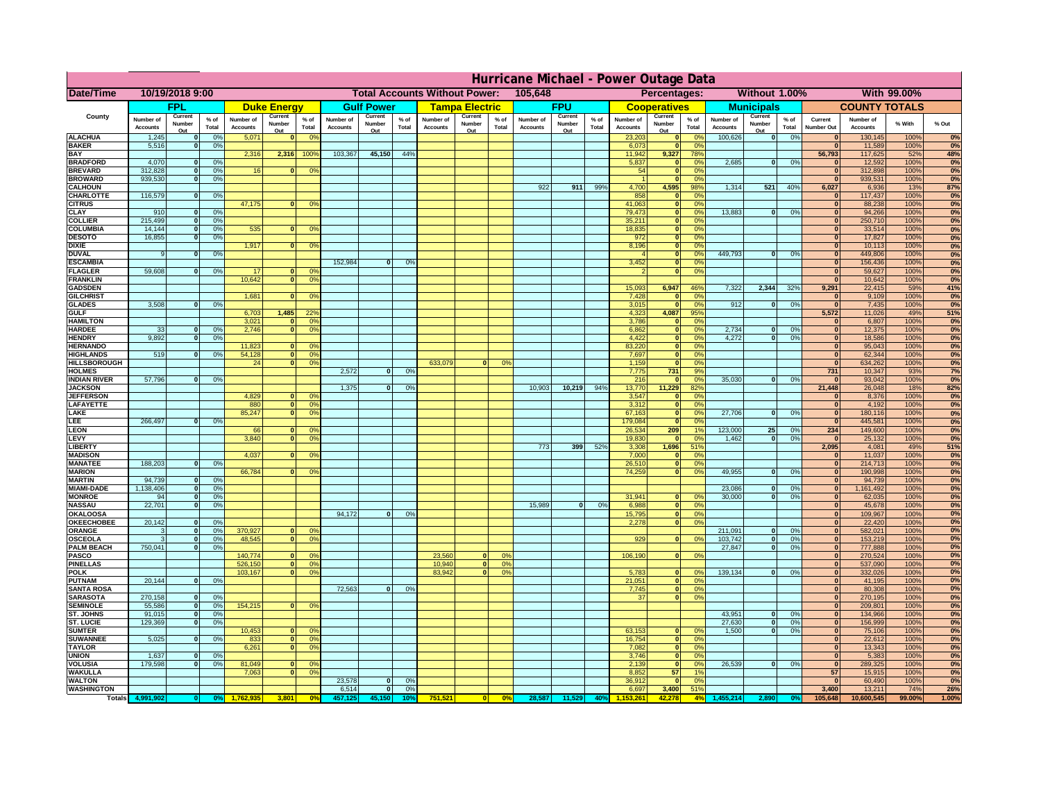# Hurricane Michael - Power Outage Data

**Date/Time:** 10/19/2018 9:00 | **Total Accounts Without Power:** 105,648 | **Percentages:** Without 1.00% | With 99.00%

| County | FPL | | | Duke Energy | | | Gulf Power | | | Tampa Electric | | | FPU | | | Cooperatives | | | Municipals | | | COUNTY TOTALS | | | |
|---|---|---|---|---|---|---|---|---|---|---|---|---|---|---|---|---|---|---|---|---|---|---|---|---|---|
| | Number of Accounts | Current Number Out | % of Total | Number of Accounts | Current Number Out | % of Total | Number of Accounts | Current Number Out | % of Total | Number of Accounts | Current Number Out | % of Total | Number of Accounts | Current Number Out | % of Total | Number of Accounts | Current Number Out | % of Total | Number of Accounts | Current Number Out | % of Total | Current Number Out | Number of Accounts | % With | % Out |
| ALACHUA | 1,245 | 0 | 0% | 5,071 | 0 | 0% | | | | | | | | | | 23,203 | 0 | 0% | 100,626 | 0 | 0% | 0 | 130,145 | 100% | 0% |
| BAKER | 5,516 | 0 | 0% | | | | | | | | | | | | | 6,073 | 0 | 0% | | | | 0 | 11,589 | 100% | 0% |
| BAY | | | | 2,316 | 2,316 | 100% | 103,367 | 45,150 | 44% | | | | | | | 11,942 | 9,327 | 78% | | | | 56,793 | 117,625 | 52% | 48% |
| BRADFORD | 4,070 | 0 | 0% | | | | | | | | | | | | | 5,837 | 0 | 0% | 2,685 | 0 | 0% | 0 | 12,592 | 100% | 0% |
| BREVARD | 312,828 | 0 | 0% | 16 | 0 | 0% | | | | | | | | | | 54 | 0 | 0% | | | | 0 | 312,898 | 100% | 0% |
| BROWARD | 939,530 | 0 | 0% | | | | | | | | | | | | | 1 | 0 | 0% | | | | 0 | 939,531 | 100% | 0% |
| CALHOUN | | | | | | | | | | | | | 922 | 911 | 99% | 4,700 | 4,595 | 98% | 1,314 | 521 | 40% | 6,027 | 6,936 | 13% | 87% |
| CHARLOTTE | 116,579 | 0 | 0% | | | | | | | | | | | | | 858 | 0 | 0% | | | | 0 | 117,437 | 100% | 0% |
| CITRUS | | | | 47,175 | 0 | 0% | | | | | | | | | | 41,063 | 0 | 0% | | | | 0 | 88,238 | 100% | 0% |
| CLAY | 910 | 0 | 0% | | | | | | | | | | | | | 79,473 | 0 | 0% | 13,883 | 0 | 0% | 0 | 94,266 | 100% | 0% |
| COLLIER | 215,499 | 0 | 0% | | | | | | | | | | | | | 35,211 | 0 | 0% | | | | 0 | 250,710 | 100% | 0% |
| COLUMBIA | 14,144 | 0 | 0% | 535 | 0 | 0% | | | | | | | | | | 18,835 | 0 | 0% | | | | 0 | 33,514 | 100% | 0% |
| DESOTO | 16,855 | 0 | 0% | | | | | | | | | | | | | 972 | 0 | 0% | | | | 0 | 17,827 | 100% | 0% |
| DIXIE | | | | 1,917 | 0 | 0% | | | | | | | | | | 8,196 | 0 | 0% | | | | 0 | 10,113 | 100% | 0% |
| DUVAL | 9 | 0 | 0% | | | | | | | | | | | | | 4 | 0 | 0% | 449,793 | 0 | 0% | 0 | 449,806 | 100% | 0% |
| ESCAMBIA | | | | | | | 152,984 | 0 | 0% | | | | | | | 3,452 | 0 | 0% | | | | 0 | 156,436 | 100% | 0% |
| FLAGLER | 59,608 | 0 | 0% | 17 | 0 | 0% | | | | | | | | | | 2 | 0 | 0% | | | | 0 | 59,627 | 100% | 0% |
| FRANKLIN | | | | 10,642 | 0 | 0% | | | | | | | | | | | | | | | | 0 | 10,642 | 100% | 0% |
| GADSDEN | | | | | | | | | | | | | | | | 15,093 | 6,947 | 46% | 7,322 | 2,344 | 32% | 9,291 | 22,415 | 59% | 41% |
| GILCHRIST | | | | 1,681 | 0 | 0% | | | | | | | | | | 7,428 | 0 | 0% | | | | 0 | 9,109 | 100% | 0% |
| GLADES | 3,508 | 0 | 0% | | | | | | | | | | | | | 3,015 | 0 | 0% | 912 | 0 | 0% | 0 | 7,435 | 100% | 0% |
| GULF | | | | 6,703 | 1,485 | 22% | | | | | | | | | | 4,323 | 4,087 | 95% | | | | 5,572 | 11,026 | 49% | 51% |
| HAMILTON | | | | 3,021 | 0 | 0% | | | | | | | | | | 3,786 | 0 | 0% | | | | 0 | 6,807 | 100% | 0% |
| HARDEE | 33 | 0 | 0% | 2,746 | 0 | 0% | | | | | | | | | | 6,862 | 0 | 0% | 2,734 | 0 | 0% | 0 | 12,375 | 100% | 0% |
| HENDRY | 9,892 | 0 | 0% | | | | | | | | | | | | | 4,422 | 0 | 0% | 4,272 | 0 | 0% | 0 | 18,586 | 100% | 0% |
| HERNANDO | | | | 11,823 | 0 | 0% | | | | | | | | | | 83,220 | 0 | 0% | | | | 0 | 95,043 | 100% | 0% |
| HIGHLANDS | 519 | 0 | 0% | 54,128 | 0 | 0% | | | | | | | | | | 7,697 | 0 | 0% | | | | 0 | 62,344 | 100% | 0% |
| HILLSBOROUGH | | | | 24 | 0 | 0% | | | | 633,079 | 0 | 0% | | | | 1,159 | 0 | 0% | | | | 0 | 634,262 | 100% | 0% |
| HOLMES | | | | | | | 2,572 | 0 | 0% | | | | | | | 7,775 | 731 | 9% | | | | 731 | 10,347 | 93% | 7% |
| INDIAN RIVER | 57,796 | 0 | 0% | | | | | | | | | | | | | 216 | 0 | 0% | 35,030 | 0 | 0% | 0 | 93,042 | 100% | 0% |
| JACKSON | | | | | | | 1,375 | 0 | 0% | | | | 10,903 | 10,219 | 94% | 13,770 | 11,229 | 82% | | | | 21,448 | 26,048 | 18% | 82% |
| JEFFERSON | | | | 4,829 | 0 | 0% | | | | | | | | | | 3,547 | 0 | 0% | | | | 0 | 8,376 | 100% | 0% |
| LAFAYETTE | | | | 880 | 0 | 0% | | | | | | | | | | 3,312 | 0 | 0% | | | | 0 | 4,192 | 100% | 0% |
| LAKE | | | | 85,247 | 0 | 0% | | | | | | | | | | 67,163 | 0 | 0% | 27,706 | 0 | 0% | 0 | 180,116 | 100% | 0% |
| LEE | 266,497 | 0 | 0% | | | | | | | | | | | | | 179,084 | 0 | 0% | | | | 0 | 445,581 | 100% | 0% |
| LEON | | | | 66 | 0 | 0% | | | | | | | | | | 26,534 | 209 | 1% | 123,000 | 25 | 0% | 234 | 149,600 | 100% | 0% |
| LEVY | | | | 3,840 | 0 | 0% | | | | | | | | | | 19,830 | 0 | 0% | 1,462 | 0 | 0% | 0 | 25,132 | 100% | 0% |
| LIBERTY | | | | | | | | | | | | | 773 | 399 | 52% | 3,308 | 1,696 | 51% | | | | 2,095 | 4,081 | 49% | 51% |
| MADISON | | | | 4,037 | 0 | 0% | | | | | | | | | | 7,000 | 0 | 0% | | | | 0 | 11,037 | 100% | 0% |
| MANATEE | 188,203 | 0 | 0% | | | | | | | | | | | | | 26,510 | 0 | 0% | | | | 0 | 214,713 | 100% | 0% |
| MARION | | | | 66,784 | 0 | 0% | | | | | | | | | | 74,259 | 0 | 0% | 49,955 | 0 | 0% | 0 | 190,998 | 100% | 0% |
| MARTIN | 94,739 | 0 | 0% | | | | | | | | | | | | | | | | | | | 0 | 94,739 | 100% | 0% |
| MIAMI-DADE | 1,138,406 | 0 | 0% | | | | | | | | | | | | | | | | 23,086 | 0 | 0% | 0 | 1,161,492 | 100% | 0% |
| MONROE | 94 | 0 | 0% | | | | | | | | | | | | | 31,941 | 0 | 0% | 30,000 | 0 | 0% | 0 | 62,035 | 100% | 0% |
| NASSAU | 22,701 | 0 | 0% | | | | | | | | | | 15,989 | 0 | 0% | 6,988 | 0 | 0% | | | | 0 | 45,678 | 100% | 0% |
| OKALOOSA | | | | | | | 94,172 | 0 | 0% | | | | | | | 15,795 | 0 | 0% | | | | 0 | 109,967 | 100% | 0% |
| OKEECHOBEE | 20,142 | 0 | 0% | | | | | | | | | | | | | 2,278 | 0 | 0% | | | | 0 | 22,420 | 100% | 0% |
| ORANGE | 3 | 0 | 0% | 370,927 | 0 | 0% | | | | | | | | | | | | | 211,091 | 0 | 0% | 0 | 582,021 | 100% | 0% |
| OSCEOLA | 3 | 0 | 0% | 48,545 | 0 | 0% | | | | | | | | | | 929 | 0 | 0% | 103,742 | 0 | 0% | 0 | 153,219 | 100% | 0% |
| PALM BEACH | 750,041 | 0 | 0% | | | | | | | | | | | | | | | | 27,847 | 0 | 0% | 0 | 777,888 | 100% | 0% |
| PASCO | | | | 140,774 | 0 | 0% | | | | 23,560 | 0 | 0% | | | | 106,190 | 0 | 0% | | | | 0 | 270,524 | 100% | 0% |
| PINELLAS | | | | 526,150 | 0 | 0% | | | | 10,940 | 0 | 0% | | | | | | | | | | 0 | 537,090 | 100% | 0% |
| POLK | | | | 103,167 | 0 | 0% | | | | 83,942 | 0 | 0% | | | | 5,783 | 0 | 0% | 139,134 | 0 | 0% | 0 | 332,026 | 100% | 0% |
| PUTNAM | 20,144 | 0 | 0% | | | | | | | | | | | | | 21,051 | 0 | 0% | | | | 0 | 41,195 | 100% | 0% |
| SANTA ROSA | | | | | | | 72,563 | 0 | 0% | | | | | | | 7,745 | 0 | 0% | | | | 0 | 80,308 | 100% | 0% |
| SARASOTA | 270,158 | 0 | 0% | | | | | | | | | | | | | 37 | 0 | 0% | | | | 0 | 270,195 | 100% | 0% |
| SEMINOLE | 55,586 | 0 | 0% | 154,215 | 0 | 0% | | | | | | | | | | | | | | | | 0 | 209,801 | 100% | 0% |
| ST. JOHNS | 91,015 | 0 | 0% | | | | | | | | | | | | | | | | 43,951 | 0 | 0% | 0 | 134,966 | 100% | 0% |
| ST. LUCIE | 129,369 | 0 | 0% | | | | | | | | | | | | | | | | 27,630 | 0 | 0% | 0 | 156,999 | 100% | 0% |
| SUMTER | | | | 10,453 | 0 | 0% | | | | | | | | | | 63,153 | 0 | 0% | 1,500 | 0 | 0% | 0 | 75,106 | 100% | 0% |
| SUWANNEE | 5,025 | 0 | 0% | 833 | 0 | 0% | | | | | | | | | | 16,754 | 0 | 0% | | | | 0 | 22,612 | 100% | 0% |
| TAYLOR | | | | 6,261 | 0 | 0% | | | | | | | | | | 7,082 | 0 | 0% | | | | 0 | 13,343 | 100% | 0% |
| UNION | 1,637 | 0 | 0% | | | | | | | | | | | | | 3,746 | 0 | 0% | | | | 0 | 5,383 | 100% | 0% |
| VOLUSIA | 179,598 | 0 | 0% | 81,049 | 0 | 0% | | | | | | | | | | 2,139 | 0 | 0% | 26,539 | 0 | 0% | 0 | 289,325 | 100% | 0% |
| WAKULLA | | | | 7,063 | 0 | 0% | | | | | | | | | | 8,852 | 57 | 1% | | | | 57 | 15,915 | 100% | 0% |
| WALTON | | | | | | | 23,578 | 0 | 0% | | | | | | | 36,912 | 0 | 0% | | | | 0 | 60,490 | 100% | 0% |
| WASHINGTON | | | | | | | 6,514 | 0 | 0% | | | | | | | 6,697 | 3,400 | 51% | | | | 3,400 | 13,211 | 74% | 26% |
| **Totals** | 4,991,902 | 0 | 0% | 1,762,935 | 3,801 | 0% | 457,125 | 45,150 | 10% | 751,521 | 0 | 0% | 28,587 | 11,529 | 40% | 1,153,261 | 42,278 | 4% | 1,455,214 | 2,890 | 0% | 105,648 | 10,600,545 | 99.00% | 1.00% |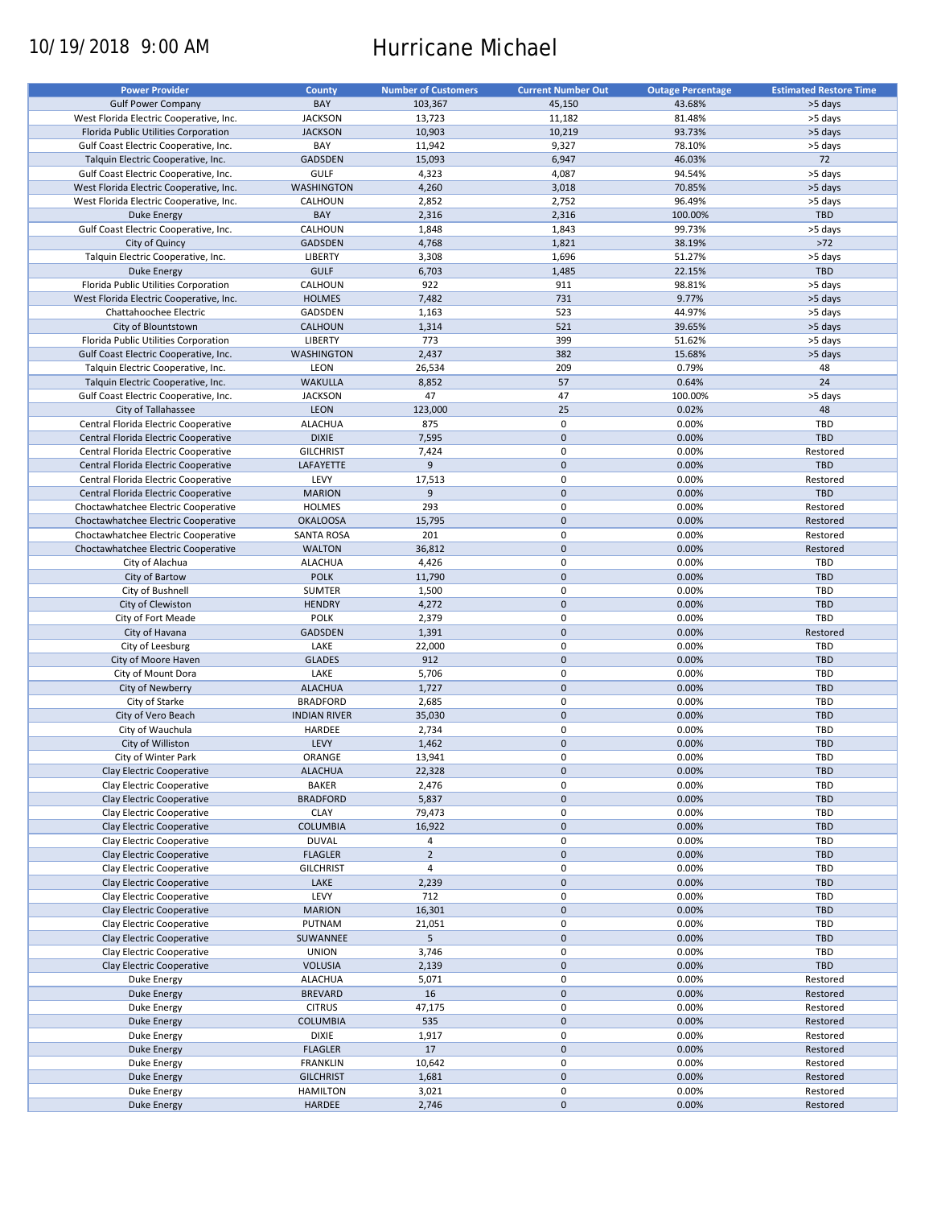10/19/2018 9:00 AM

# Hurricane Michael

| Power Provider | County | Number of Customers | Current Number Out | Outage Percentage | Estimated Restore Time |
|---|---|---|---|---|---|
| Gulf Power Company | BAY | 103,367 | 45,150 | 43.68% | >5 days |
| West Florida Electric Cooperative, Inc. | JACKSON | 13,723 | 11,182 | 81.48% | >5 days |
| Florida Public Utilities Corporation | JACKSON | 10,903 | 10,219 | 93.73% | >5 days |
| Gulf Coast Electric Cooperative, Inc. | BAY | 11,942 | 9,327 | 78.10% | >5 days |
| Talquin Electric Cooperative, Inc. | GADSDEN | 15,093 | 6,947 | 46.03% | 72 |
| Gulf Coast Electric Cooperative, Inc. | GULF | 4,323 | 4,087 | 94.54% | >5 days |
| West Florida Electric Cooperative, Inc. | WASHINGTON | 4,260 | 3,018 | 70.85% | >5 days |
| West Florida Electric Cooperative, Inc. | CALHOUN | 2,852 | 2,752 | 96.49% | >5 days |
| Duke Energy | BAY | 2,316 | 2,316 | 100.00% | TBD |
| Gulf Coast Electric Cooperative, Inc. | CALHOUN | 1,848 | 1,843 | 99.73% | >5 days |
| City of Quincy | GADSDEN | 4,768 | 1,821 | 38.19% | >72 |
| Talquin Electric Cooperative, Inc. | LIBERTY | 3,308 | 1,696 | 51.27% | >5 days |
| Duke Energy | GULF | 6,703 | 1,485 | 22.15% | TBD |
| Florida Public Utilities Corporation | CALHOUN | 922 | 911 | 98.81% | >5 days |
| West Florida Electric Cooperative, Inc. | HOLMES | 7,482 | 731 | 9.77% | >5 days |
| Chattahoochee Electric | GADSDEN | 1,163 | 523 | 44.97% | >5 days |
| City of Blountstown | CALHOUN | 1,314 | 521 | 39.65% | >5 days |
| Florida Public Utilities Corporation | LIBERTY | 773 | 399 | 51.62% | >5 days |
| Gulf Coast Electric Cooperative, Inc. | WASHINGTON | 2,437 | 382 | 15.68% | >5 days |
| Talquin Electric Cooperative, Inc. | LEON | 26,534 | 209 | 0.79% | 48 |
| Talquin Electric Cooperative, Inc. | WAKULLA | 8,852 | 57 | 0.64% | 24 |
| Gulf Coast Electric Cooperative, Inc. | JACKSON | 47 | 47 | 100.00% | >5 days |
| City of Tallahassee | LEON | 123,000 | 25 | 0.02% | 48 |
| Central Florida Electric Cooperative | ALACHUA | 875 | 0 | 0.00% | TBD |
| Central Florida Electric Cooperative | DIXIE | 7,595 | 0 | 0.00% | TBD |
| Central Florida Electric Cooperative | GILCHRIST | 7,424 | 0 | 0.00% | Restored |
| Central Florida Electric Cooperative | LAFAYETTE | 9 | 0 | 0.00% | TBD |
| Central Florida Electric Cooperative | LEVY | 17,513 | 0 | 0.00% | Restored |
| Central Florida Electric Cooperative | MARION | 9 | 0 | 0.00% | TBD |
| Choctawhatchee Electric Cooperative | HOLMES | 293 | 0 | 0.00% | Restored |
| Choctawhatchee Electric Cooperative | OKALOOSA | 15,795 | 0 | 0.00% | Restored |
| Choctawhatchee Electric Cooperative | SANTA ROSA | 201 | 0 | 0.00% | Restored |
| Choctawhatchee Electric Cooperative | WALTON | 36,812 | 0 | 0.00% | Restored |
| City of Alachua | ALACHUA | 4,426 | 0 | 0.00% | TBD |
| City of Bartow | POLK | 11,790 | 0 | 0.00% | TBD |
| City of Bushnell | SUMTER | 1,500 | 0 | 0.00% | TBD |
| City of Clewiston | HENDRY | 4,272 | 0 | 0.00% | TBD |
| City of Fort Meade | POLK | 2,379 | 0 | 0.00% | TBD |
| City of Havana | GADSDEN | 1,391 | 0 | 0.00% | Restored |
| City of Leesburg | LAKE | 22,000 | 0 | 0.00% | TBD |
| City of Moore Haven | GLADES | 912 | 0 | 0.00% | TBD |
| City of Mount Dora | LAKE | 5,706 | 0 | 0.00% | TBD |
| City of Newberry | ALACHUA | 1,727 | 0 | 0.00% | TBD |
| City of Starke | BRADFORD | 2,685 | 0 | 0.00% | TBD |
| City of Vero Beach | INDIAN RIVER | 35,030 | 0 | 0.00% | TBD |
| City of Wauchula | HARDEE | 2,734 | 0 | 0.00% | TBD |
| City of Williston | LEVY | 1,462 | 0 | 0.00% | TBD |
| City of Winter Park | ORANGE | 13,941 | 0 | 0.00% | TBD |
| Clay Electric Cooperative | ALACHUA | 22,328 | 0 | 0.00% | TBD |
| Clay Electric Cooperative | BAKER | 2,476 | 0 | 0.00% | TBD |
| Clay Electric Cooperative | BRADFORD | 5,837 | 0 | 0.00% | TBD |
| Clay Electric Cooperative | CLAY | 79,473 | 0 | 0.00% | TBD |
| Clay Electric Cooperative | COLUMBIA | 16,922 | 0 | 0.00% | TBD |
| Clay Electric Cooperative | DUVAL | 4 | 0 | 0.00% | TBD |
| Clay Electric Cooperative | FLAGLER | 2 | 0 | 0.00% | TBD |
| Clay Electric Cooperative | GILCHRIST | 4 | 0 | 0.00% | TBD |
| Clay Electric Cooperative | LAKE | 2,239 | 0 | 0.00% | TBD |
| Clay Electric Cooperative | LEVY | 712 | 0 | 0.00% | TBD |
| Clay Electric Cooperative | MARION | 16,301 | 0 | 0.00% | TBD |
| Clay Electric Cooperative | PUTNAM | 21,051 | 0 | 0.00% | TBD |
| Clay Electric Cooperative | SUWANNEE | 5 | 0 | 0.00% | TBD |
| Clay Electric Cooperative | UNION | 3,746 | 0 | 0.00% | TBD |
| Clay Electric Cooperative | VOLUSIA | 2,139 | 0 | 0.00% | TBD |
| Duke Energy | ALACHUA | 5,071 | 0 | 0.00% | Restored |
| Duke Energy | BREVARD | 16 | 0 | 0.00% | Restored |
| Duke Energy | CITRUS | 47,175 | 0 | 0.00% | Restored |
| Duke Energy | COLUMBIA | 535 | 0 | 0.00% | Restored |
| Duke Energy | DIXIE | 1,917 | 0 | 0.00% | Restored |
| Duke Energy | FLAGLER | 17 | 0 | 0.00% | Restored |
| Duke Energy | FRANKLIN | 10,642 | 0 | 0.00% | Restored |
| Duke Energy | GILCHRIST | 1,681 | 0 | 0.00% | Restored |
| Duke Energy | HAMILTON | 3,021 | 0 | 0.00% | Restored |
| Duke Energy | HARDEE | 2,746 | 0 | 0.00% | Restored |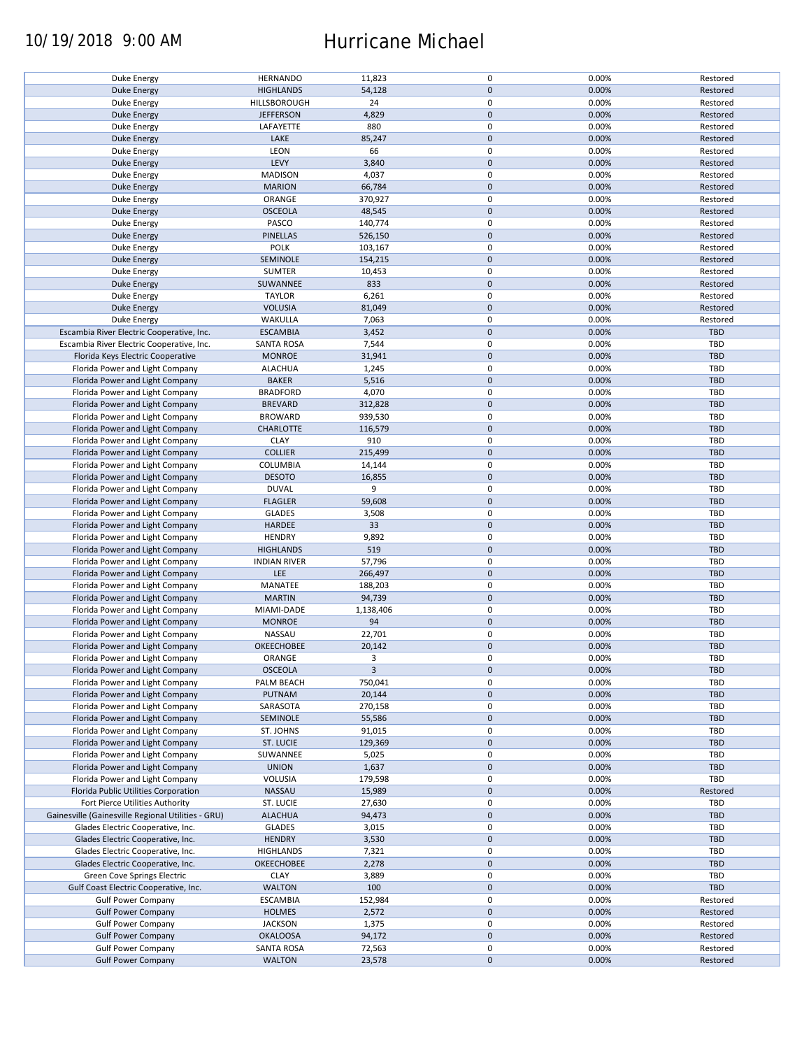| | | | | | |
|---|---|---|---|---|---|
| Duke Energy | HERNANDO | 11,823 | 0 | 0.00% | Restored |
| Duke Energy | HIGHLANDS | 54,128 | 0 | 0.00% | Restored |
| Duke Energy | HILLSBOROUGH | 24 | 0 | 0.00% | Restored |
| Duke Energy | JEFFERSON | 4,829 | 0 | 0.00% | Restored |
| Duke Energy | LAFAYETTE | 880 | 0 | 0.00% | Restored |
| Duke Energy | LAKE | 85,247 | 0 | 0.00% | Restored |
| Duke Energy | LEON | 66 | 0 | 0.00% | Restored |
| Duke Energy | LEVY | 3,840 | 0 | 0.00% | Restored |
| Duke Energy | MADISON | 4,037 | 0 | 0.00% | Restored |
| Duke Energy | MARION | 66,784 | 0 | 0.00% | Restored |
| Duke Energy | ORANGE | 370,927 | 0 | 0.00% | Restored |
| Duke Energy | OSCEOLA | 48,545 | 0 | 0.00% | Restored |
| Duke Energy | PASCO | 140,774 | 0 | 0.00% | Restored |
| Duke Energy | PINELLAS | 526,150 | 0 | 0.00% | Restored |
| Duke Energy | POLK | 103,167 | 0 | 0.00% | Restored |
| Duke Energy | SEMINOLE | 154,215 | 0 | 0.00% | Restored |
| Duke Energy | SUMTER | 10,453 | 0 | 0.00% | Restored |
| Duke Energy | SUWANNEE | 833 | 0 | 0.00% | Restored |
| Duke Energy | TAYLOR | 6,261 | 0 | 0.00% | Restored |
| Duke Energy | VOLUSIA | 81,049 | 0 | 0.00% | Restored |
| Duke Energy | WAKULLA | 7,063 | 0 | 0.00% | Restored |
| Escambia River Electric Cooperative, Inc. | ESCAMBIA | 3,452 | 0 | 0.00% | TBD |
| Escambia River Electric Cooperative, Inc. | SANTA ROSA | 7,544 | 0 | 0.00% | TBD |
| Florida Keys Electric Cooperative | MONROE | 31,941 | 0 | 0.00% | TBD |
| Florida Power and Light Company | ALACHUA | 1,245 | 0 | 0.00% | TBD |
| Florida Power and Light Company | BAKER | 5,516 | 0 | 0.00% | TBD |
| Florida Power and Light Company | BRADFORD | 4,070 | 0 | 0.00% | TBD |
| Florida Power and Light Company | BREVARD | 312,828 | 0 | 0.00% | TBD |
| Florida Power and Light Company | BROWARD | 939,530 | 0 | 0.00% | TBD |
| Florida Power and Light Company | CHARLOTTE | 116,579 | 0 | 0.00% | TBD |
| Florida Power and Light Company | CLAY | 910 | 0 | 0.00% | TBD |
| Florida Power and Light Company | COLLIER | 215,499 | 0 | 0.00% | TBD |
| Florida Power and Light Company | COLUMBIA | 14,144 | 0 | 0.00% | TBD |
| Florida Power and Light Company | DESOTO | 16,855 | 0 | 0.00% | TBD |
| Florida Power and Light Company | DUVAL | 9 | 0 | 0.00% | TBD |
| Florida Power and Light Company | FLAGLER | 59,608 | 0 | 0.00% | TBD |
| Florida Power and Light Company | GLADES | 3,508 | 0 | 0.00% | TBD |
| Florida Power and Light Company | HARDEE | 33 | 0 | 0.00% | TBD |
| Florida Power and Light Company | HENDRY | 9,892 | 0 | 0.00% | TBD |
| Florida Power and Light Company | HIGHLANDS | 519 | 0 | 0.00% | TBD |
| Florida Power and Light Company | INDIAN RIVER | 57,796 | 0 | 0.00% | TBD |
| Florida Power and Light Company | LEE | 266,497 | 0 | 0.00% | TBD |
| Florida Power and Light Company | MANATEE | 188,203 | 0 | 0.00% | TBD |
| Florida Power and Light Company | MARTIN | 94,739 | 0 | 0.00% | TBD |
| Florida Power and Light Company | MIAMI-DADE | 1,138,406 | 0 | 0.00% | TBD |
| Florida Power and Light Company | MONROE | 94 | 0 | 0.00% | TBD |
| Florida Power and Light Company | NASSAU | 22,701 | 0 | 0.00% | TBD |
| Florida Power and Light Company | OKEECHOBEE | 20,142 | 0 | 0.00% | TBD |
| Florida Power and Light Company | ORANGE | 3 | 0 | 0.00% | TBD |
| Florida Power and Light Company | OSCEOLA | 3 | 0 | 0.00% | TBD |
| Florida Power and Light Company | PALM BEACH | 750,041 | 0 | 0.00% | TBD |
| Florida Power and Light Company | PUTNAM | 20,144 | 0 | 0.00% | TBD |
| Florida Power and Light Company | SARASOTA | 270,158 | 0 | 0.00% | TBD |
| Florida Power and Light Company | SEMINOLE | 55,586 | 0 | 0.00% | TBD |
| Florida Power and Light Company | ST. JOHNS | 91,015 | 0 | 0.00% | TBD |
| Florida Power and Light Company | ST. LUCIE | 129,369 | 0 | 0.00% | TBD |
| Florida Power and Light Company | SUWANNEE | 5,025 | 0 | 0.00% | TBD |
| Florida Power and Light Company | UNION | 1,637 | 0 | 0.00% | TBD |
| Florida Power and Light Company | VOLUSIA | 179,598 | 0 | 0.00% | TBD |
| Florida Public Utilities Corporation | NASSAU | 15,989 | 0 | 0.00% | Restored |
| Fort Pierce Utilities Authority | ST. LUCIE | 27,630 | 0 | 0.00% | TBD |
| Gainesville (Gainesville Regional Utilities - GRU) | ALACHUA | 94,473 | 0 | 0.00% | TBD |
| Glades Electric Cooperative, Inc. | GLADES | 3,015 | 0 | 0.00% | TBD |
| Glades Electric Cooperative, Inc. | HENDRY | 3,530 | 0 | 0.00% | TBD |
| Glades Electric Cooperative, Inc. | HIGHLANDS | 7,321 | 0 | 0.00% | TBD |
| Glades Electric Cooperative, Inc. | OKEECHOBEE | 2,278 | 0 | 0.00% | TBD |
| Green Cove Springs Electric | CLAY | 3,889 | 0 | 0.00% | TBD |
| Gulf Coast Electric Cooperative, Inc. | WALTON | 100 | 0 | 0.00% | TBD |
| Gulf Power Company | ESCAMBIA | 152,984 | 0 | 0.00% | Restored |
| Gulf Power Company | HOLMES | 2,572 | 0 | 0.00% | Restored |
| Gulf Power Company | JACKSON | 1,375 | 0 | 0.00% | Restored |
| Gulf Power Company | OKALOOSA | 94,172 | 0 | 0.00% | Restored |
| Gulf Power Company | SANTA ROSA | 72,563 | 0 | 0.00% | Restored |
| Gulf Power Company | WALTON | 23,578 | 0 | 0.00% | Restored |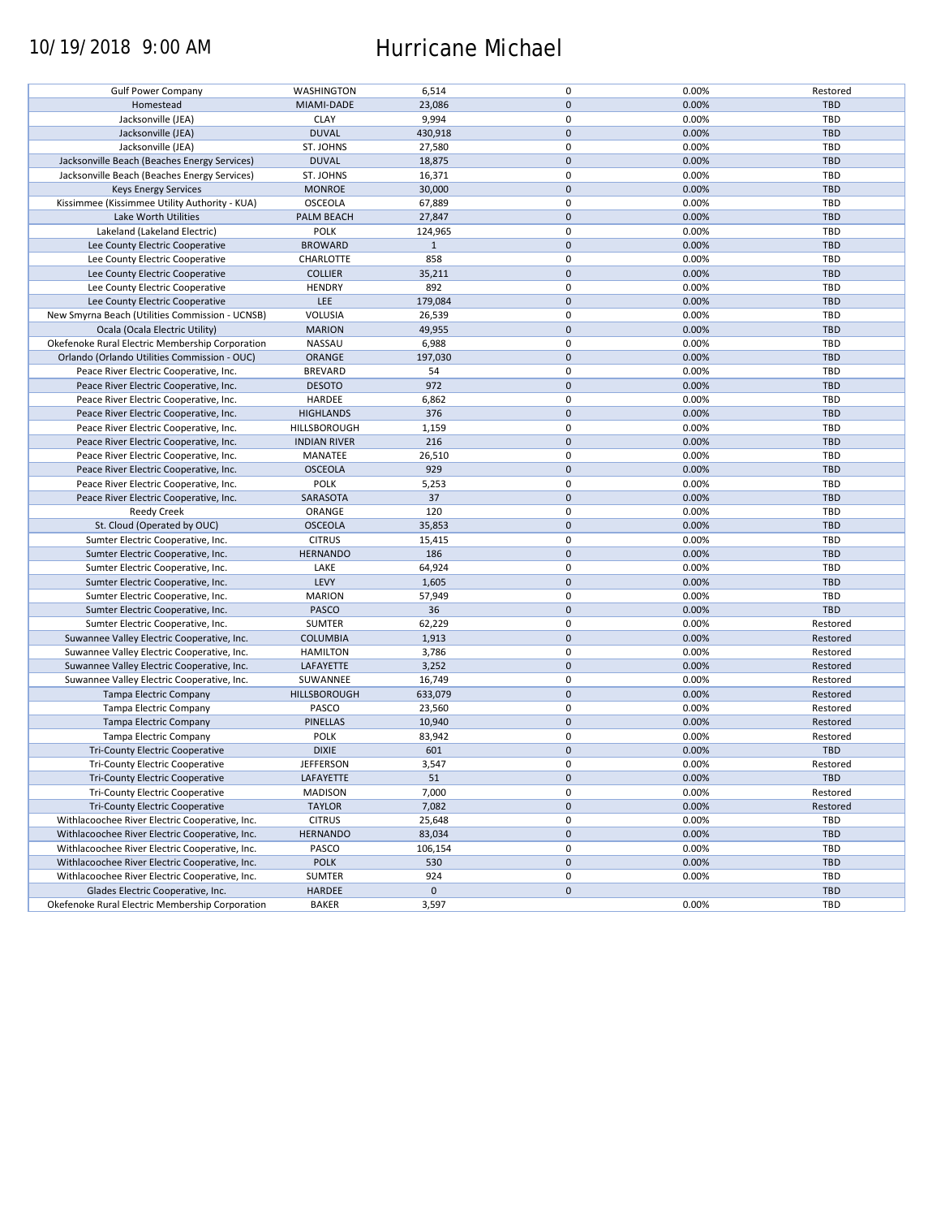10/19/2018 9:00 AM

# Hurricane Michael

| | | | | | |
|---|---|---|---|---|---|
| Gulf Power Company | WASHINGTON | 6,514 | 0 | 0.00% | Restored |
| Homestead | MIAMI-DADE | 23,086 | 0 | 0.00% | TBD |
| Jacksonville (JEA) | CLAY | 9,994 | 0 | 0.00% | TBD |
| Jacksonville (JEA) | DUVAL | 430,918 | 0 | 0.00% | TBD |
| Jacksonville (JEA) | ST. JOHNS | 27,580 | 0 | 0.00% | TBD |
| Jacksonville Beach (Beaches Energy Services) | DUVAL | 18,875 | 0 | 0.00% | TBD |
| Jacksonville Beach (Beaches Energy Services) | ST. JOHNS | 16,371 | 0 | 0.00% | TBD |
| Keys Energy Services | MONROE | 30,000 | 0 | 0.00% | TBD |
| Kissimmee (Kissimmee Utility Authority - KUA) | OSCEOLA | 67,889 | 0 | 0.00% | TBD |
| Lake Worth Utilities | PALM BEACH | 27,847 | 0 | 0.00% | TBD |
| Lakeland (Lakeland Electric) | POLK | 124,965 | 0 | 0.00% | TBD |
| Lee County Electric Cooperative | BROWARD | 1 | 0 | 0.00% | TBD |
| Lee County Electric Cooperative | CHARLOTTE | 858 | 0 | 0.00% | TBD |
| Lee County Electric Cooperative | COLLIER | 35,211 | 0 | 0.00% | TBD |
| Lee County Electric Cooperative | HENDRY | 892 | 0 | 0.00% | TBD |
| Lee County Electric Cooperative | LEE | 179,084 | 0 | 0.00% | TBD |
| New Smyrna Beach (Utilities Commission - UCNSB) | VOLUSIA | 26,539 | 0 | 0.00% | TBD |
| Ocala (Ocala Electric Utility) | MARION | 49,955 | 0 | 0.00% | TBD |
| Okefenoke Rural Electric Membership Corporation | NASSAU | 6,988 | 0 | 0.00% | TBD |
| Orlando (Orlando Utilities Commission - OUC) | ORANGE | 197,030 | 0 | 0.00% | TBD |
| Peace River Electric Cooperative, Inc. | BREVARD | 54 | 0 | 0.00% | TBD |
| Peace River Electric Cooperative, Inc. | DESOTO | 972 | 0 | 0.00% | TBD |
| Peace River Electric Cooperative, Inc. | HARDEE | 6,862 | 0 | 0.00% | TBD |
| Peace River Electric Cooperative, Inc. | HIGHLANDS | 376 | 0 | 0.00% | TBD |
| Peace River Electric Cooperative, Inc. | HILLSBOROUGH | 1,159 | 0 | 0.00% | TBD |
| Peace River Electric Cooperative, Inc. | INDIAN RIVER | 216 | 0 | 0.00% | TBD |
| Peace River Electric Cooperative, Inc. | MANATEE | 26,510 | 0 | 0.00% | TBD |
| Peace River Electric Cooperative, Inc. | OSCEOLA | 929 | 0 | 0.00% | TBD |
| Peace River Electric Cooperative, Inc. | POLK | 5,253 | 0 | 0.00% | TBD |
| Peace River Electric Cooperative, Inc. | SARASOTA | 37 | 0 | 0.00% | TBD |
| Reedy Creek | ORANGE | 120 | 0 | 0.00% | TBD |
| St. Cloud (Operated by OUC) | OSCEOLA | 35,853 | 0 | 0.00% | TBD |
| Sumter Electric Cooperative, Inc. | CITRUS | 15,415 | 0 | 0.00% | TBD |
| Sumter Electric Cooperative, Inc. | HERNANDO | 186 | 0 | 0.00% | TBD |
| Sumter Electric Cooperative, Inc. | LAKE | 64,924 | 0 | 0.00% | TBD |
| Sumter Electric Cooperative, Inc. | LEVY | 1,605 | 0 | 0.00% | TBD |
| Sumter Electric Cooperative, Inc. | MARION | 57,949 | 0 | 0.00% | TBD |
| Sumter Electric Cooperative, Inc. | PASCO | 36 | 0 | 0.00% | TBD |
| Sumter Electric Cooperative, Inc. | SUMTER | 62,229 | 0 | 0.00% | Restored |
| Suwannee Valley Electric Cooperative, Inc. | COLUMBIA | 1,913 | 0 | 0.00% | Restored |
| Suwannee Valley Electric Cooperative, Inc. | HAMILTON | 3,786 | 0 | 0.00% | Restored |
| Suwannee Valley Electric Cooperative, Inc. | LAFAYETTE | 3,252 | 0 | 0.00% | Restored |
| Suwannee Valley Electric Cooperative, Inc. | SUWANNEE | 16,749 | 0 | 0.00% | Restored |
| Tampa Electric Company | HILLSBOROUGH | 633,079 | 0 | 0.00% | Restored |
| Tampa Electric Company | PASCO | 23,560 | 0 | 0.00% | Restored |
| Tampa Electric Company | PINELLAS | 10,940 | 0 | 0.00% | Restored |
| Tampa Electric Company | POLK | 83,942 | 0 | 0.00% | Restored |
| Tri-County Electric Cooperative | DIXIE | 601 | 0 | 0.00% | TBD |
| Tri-County Electric Cooperative | JEFFERSON | 3,547 | 0 | 0.00% | Restored |
| Tri-County Electric Cooperative | LAFAYETTE | 51 | 0 | 0.00% | TBD |
| Tri-County Electric Cooperative | MADISON | 7,000 | 0 | 0.00% | Restored |
| Tri-County Electric Cooperative | TAYLOR | 7,082 | 0 | 0.00% | Restored |
| Withlacoochee River Electric Cooperative, Inc. | CITRUS | 25,648 | 0 | 0.00% | TBD |
| Withlacoochee River Electric Cooperative, Inc. | HERNANDO | 83,034 | 0 | 0.00% | TBD |
| Withlacoochee River Electric Cooperative, Inc. | PASCO | 106,154 | 0 | 0.00% | TBD |
| Withlacoochee River Electric Cooperative, Inc. | POLK | 530 | 0 | 0.00% | TBD |
| Withlacoochee River Electric Cooperative, Inc. | SUMTER | 924 | 0 | 0.00% | TBD |
| Glades Electric Cooperative, Inc. | HARDEE | 0 | 0 | | TBD |
| Okefenoke Rural Electric Membership Corporation | BAKER | 3,597 | | 0.00% | TBD |